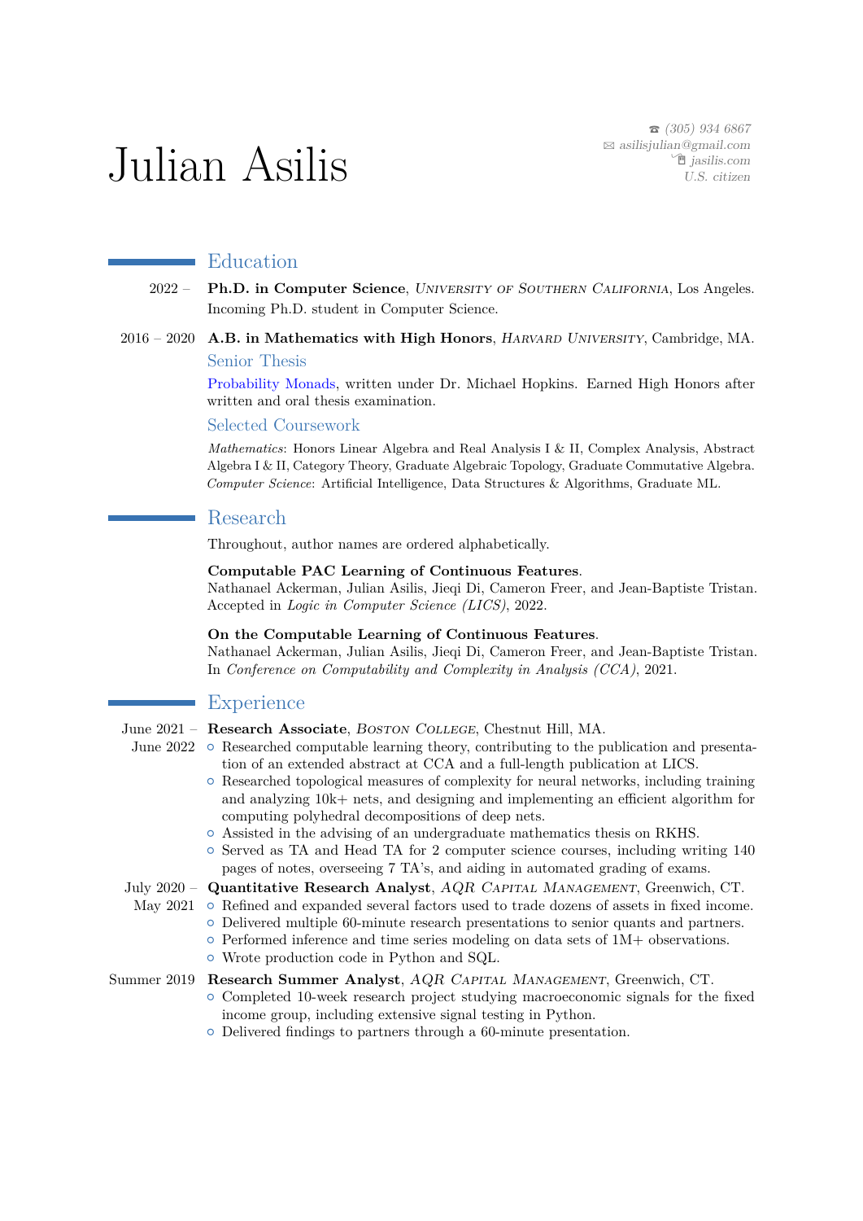# Julian Asilis

☎ (305) 934 6867
✉ asilisjulian@gmail.com
jasilis.com
U.S. citizen

## Education

2022 – **Ph.D. in Computer Science**, *University of Southern California*, Los Angeles.
Incoming Ph.D. student in Computer Science.

2016 – 2020 **A.B. in Mathematics with High Honors**, *Harvard University*, Cambridge, MA.

### Senior Thesis

Probability Monads, written under Dr. Michael Hopkins. Earned High Honors after written and oral thesis examination.

### Selected Coursework

*Mathematics*: Honors Linear Algebra and Real Analysis I & II, Complex Analysis, Abstract Algebra I & II, Category Theory, Graduate Algebraic Topology, Graduate Commutative Algebra.
*Computer Science*: Artificial Intelligence, Data Structures & Algorithms, Graduate ML.

## Research

Throughout, author names are ordered alphabetically.

**Computable PAC Learning of Continuous Features**.
Nathanael Ackerman, Julian Asilis, Jieqi Di, Cameron Freer, and Jean-Baptiste Tristan.
Accepted in *Logic in Computer Science (LICS)*, 2022.

**On the Computable Learning of Continuous Features**.
Nathanael Ackerman, Julian Asilis, Jieqi Di, Cameron Freer, and Jean-Baptiste Tristan.
In *Conference on Computability and Complexity in Analysis (CCA)*, 2021.

## Experience

June 2021 – June 2022 **Research Associate**, *Boston College*, Chestnut Hill, MA.
- Researched computable learning theory, contributing to the publication and presentation of an extended abstract at CCA and a full-length publication at LICS.
- Researched topological measures of complexity for neural networks, including training and analyzing 10k+ nets, and designing and implementing an efficient algorithm for computing polyhedral decompositions of deep nets.
- Assisted in the advising of an undergraduate mathematics thesis on RKHS.
- Served as TA and Head TA for 2 computer science courses, including writing 140 pages of notes, overseeing 7 TA's, and aiding in automated grading of exams.

July 2020 – May 2021 **Quantitative Research Analyst**, *AQR Capital Management*, Greenwich, CT.
- Refined and expanded several factors used to trade dozens of assets in fixed income.
- Delivered multiple 60-minute research presentations to senior quants and partners.
- Performed inference and time series modeling on data sets of 1M+ observations.
- Wrote production code in Python and SQL.

Summer 2019 **Research Summer Analyst**, *AQR Capital Management*, Greenwich, CT.
- Completed 10-week research project studying macroeconomic signals for the fixed income group, including extensive signal testing in Python.
- Delivered findings to partners through a 60-minute presentation.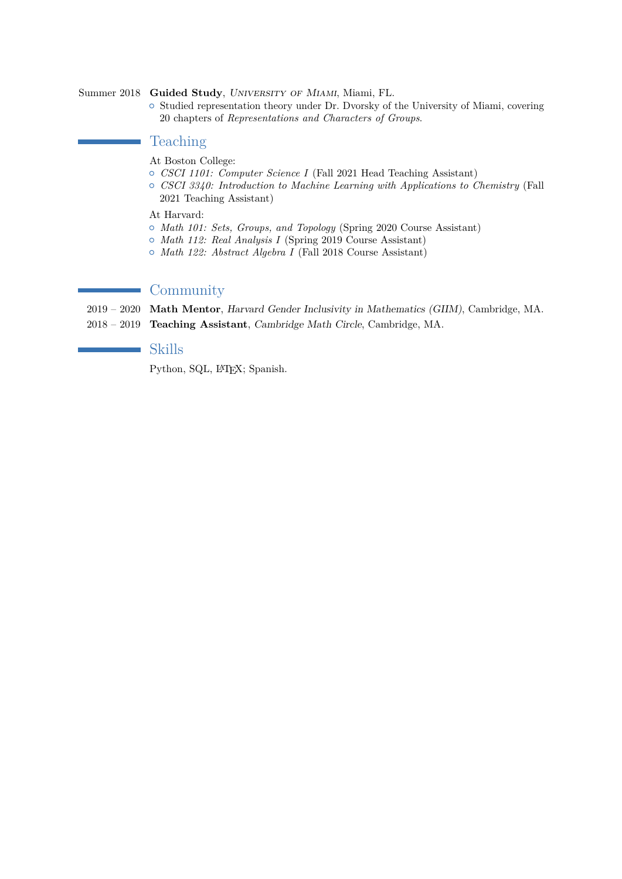Summer 2018 **Guided Study**, *University of Miami*, Miami, FL.

- Studied representation theory under Dr. Dvorsky of the University of Miami, covering 20 chapters of *Representations and Characters of Groups*.

## Teaching

At Boston College:

- *CSCI 1101: Computer Science I* (Fall 2021 Head Teaching Assistant)
- *CSCI 3340: Introduction to Machine Learning with Applications to Chemistry* (Fall 2021 Teaching Assistant)

At Harvard:

- *Math 101: Sets, Groups, and Topology* (Spring 2020 Course Assistant)
- *Math 112: Real Analysis I* (Spring 2019 Course Assistant)
- *Math 122: Abstract Algebra I* (Fall 2018 Course Assistant)

## Community

2019 – 2020 **Math Mentor**, *Harvard Gender Inclusivity in Mathematics (GIIM)*, Cambridge, MA.

2018 – 2019 **Teaching Assistant**, *Cambridge Math Circle*, Cambridge, MA.

## Skills

Python, SQL, LaTeX; Spanish.